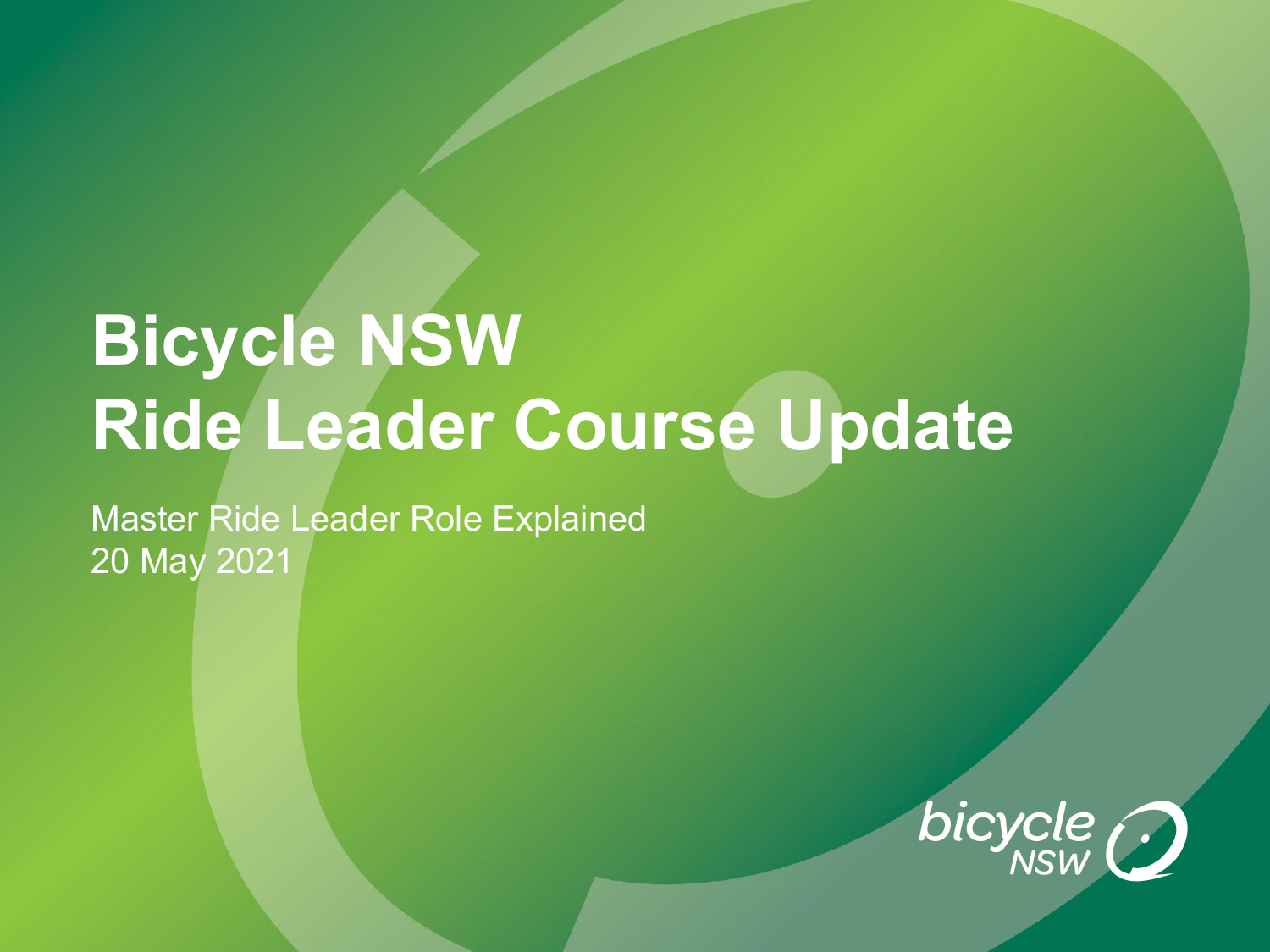# Bicycle NSW
# Ride Leader Course Update

Master Ride Leader Role Explained
20 May 2021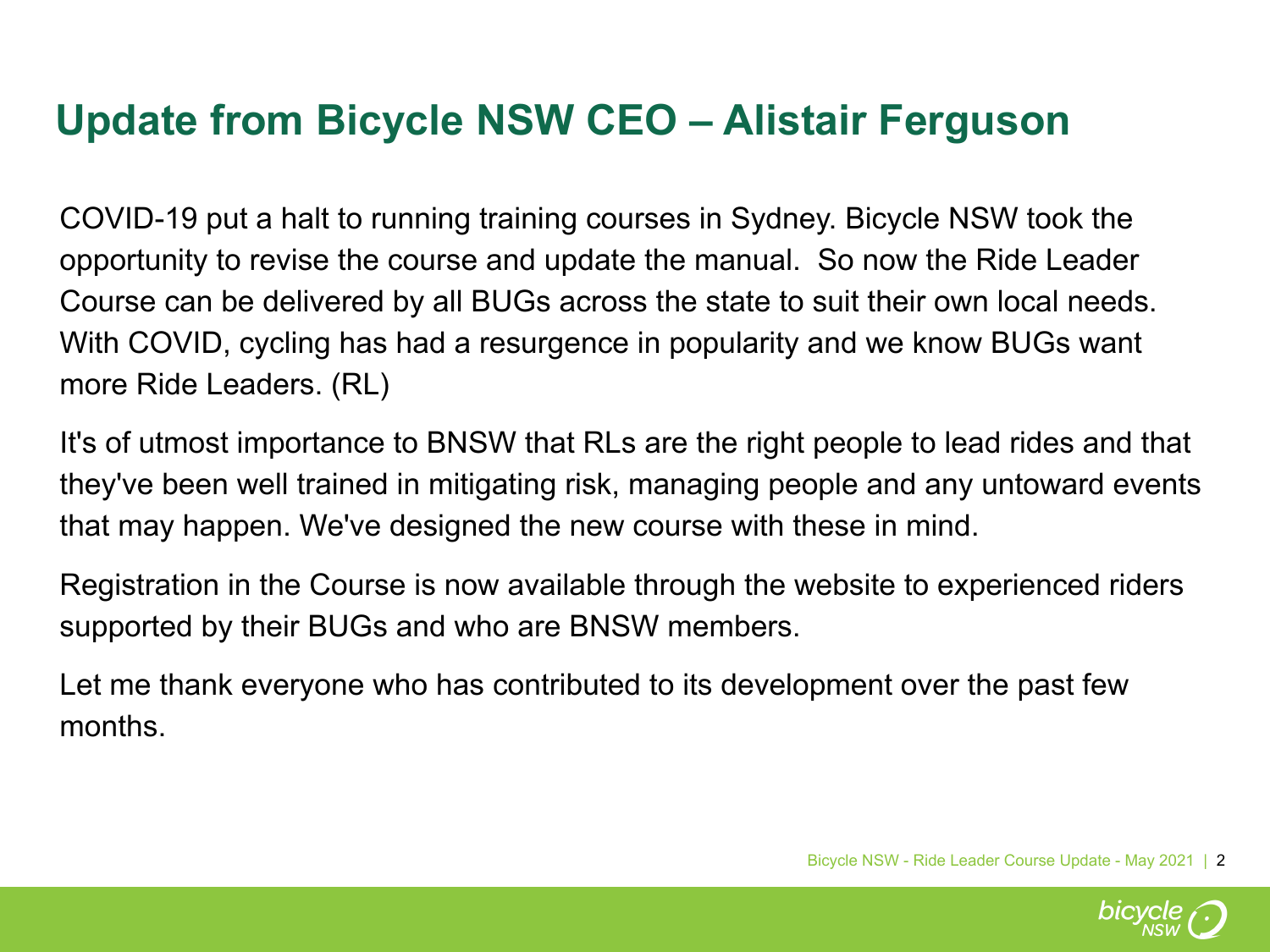# Update from Bicycle NSW CEO – Alistair Ferguson

COVID-19 put a halt to running training courses in Sydney. Bicycle NSW took the opportunity to revise the course and update the manual. So now the Ride Leader Course can be delivered by all BUGs across the state to suit their own local needs. With COVID, cycling has had a resurgence in popularity and we know BUGs want more Ride Leaders. (RL)

It's of utmost importance to BNSW that RLs are the right people to lead rides and that they've been well trained in mitigating risk, managing people and any untoward events that may happen. We've designed the new course with these in mind.

Registration in the Course is now available through the website to experienced riders supported by their BUGs and who are BNSW members.

Let me thank everyone who has contributed to its development over the past few months.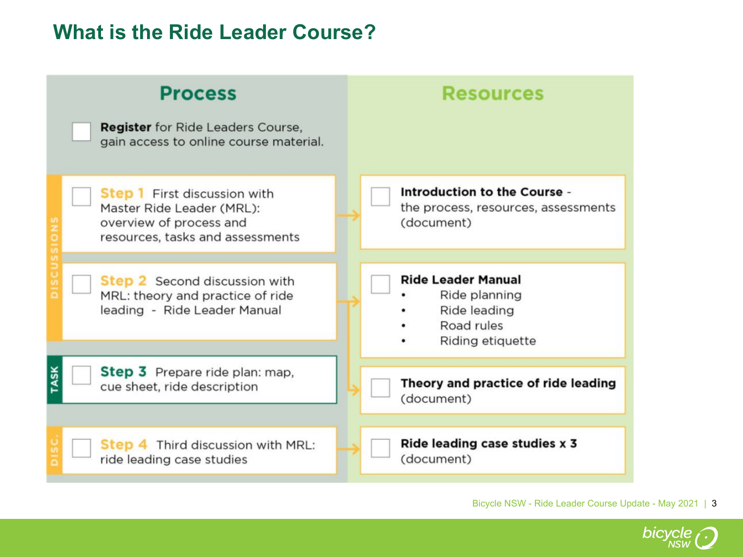# What is the Ride Leader Course?

| Process | Resources |
|---|---|
| ☐ **Register** for Ride Leaders Course, gain access to online course material. | |
| DISCUSSIONS – ☐ **Step 1** First discussion with Master Ride Leader (MRL): overview of process and resources, tasks and assessments | ☐ **Introduction to the Course** - the process, resources, assessments (document) |
| DISCUSSIONS – ☐ **Step 2** Second discussion with MRL: theory and practice of ride leading - Ride Leader Manual | ☐ **Ride Leader Manual**<br>• Ride planning<br>• Ride leading<br>• Road rules<br>• Riding etiquette |
| TASK – ☐ **Step 3** Prepare ride plan: map, cue sheet, ride description | ☐ **Theory and practice of ride leading** (document) |
| DISC. – ☐ **Step 4** Third discussion with MRL: ride leading case studies | ☐ **Ride leading case studies x 3** (document) |

Bicycle NSW - Ride Leader Course Update - May 2021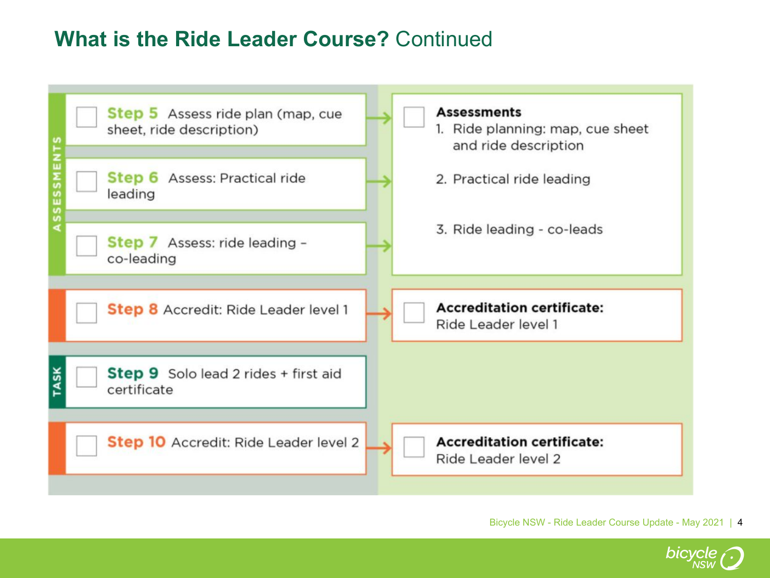# What is the Ride Leader Course? Continued

**ASSESSMENTS**

- ☐ **Step 5** Assess ride plan (map, cue sheet, ride description)
- ☐ **Step 6** Assess: Practical ride leading
- ☐ **Step 7** Assess: ride leading - co-leading

→ ☐ **Assessments**

1. Ride planning: map, cue sheet and ride description
2. Practical ride leading
3. Ride leading - co-leads

- ☐ **Step 8** Accredit: Ride Leader level 1

→ ☐ **Accreditation certificate:** Ride Leader level 1

**TASK**

- ☐ **Step 9** Solo lead 2 rides + first aid certificate

- ☐ **Step 10** Accredit: Ride Leader level 2

→ ☐ **Accreditation certificate:** Ride Leader level 2

Bicycle NSW - Ride Leader Course Update - May 2021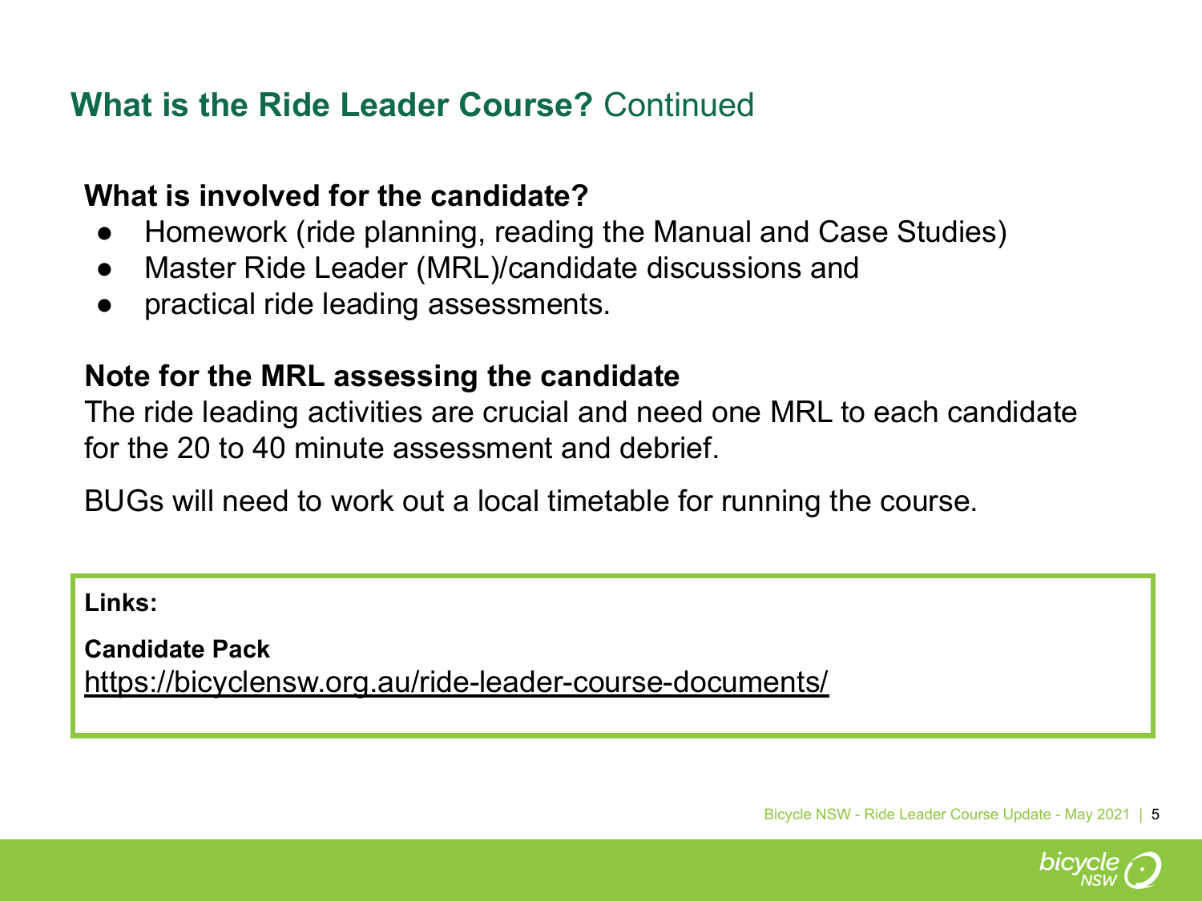## **What is the Ride Leader Course?** Continued

**What is involved for the candidate?**

- Homework (ride planning, reading the Manual and Case Studies)
- Master Ride Leader (MRL)/candidate discussions and
- practical ride leading assessments.

**Note for the MRL assessing the candidate**

The ride leading activities are crucial and need one MRL to each candidate for the 20 to 40 minute assessment and debrief.

BUGs will need to work out a local timetable for running the course.

**Links:**

**Candidate Pack**
https://bicyclensw.org.au/ride-leader-course-documents/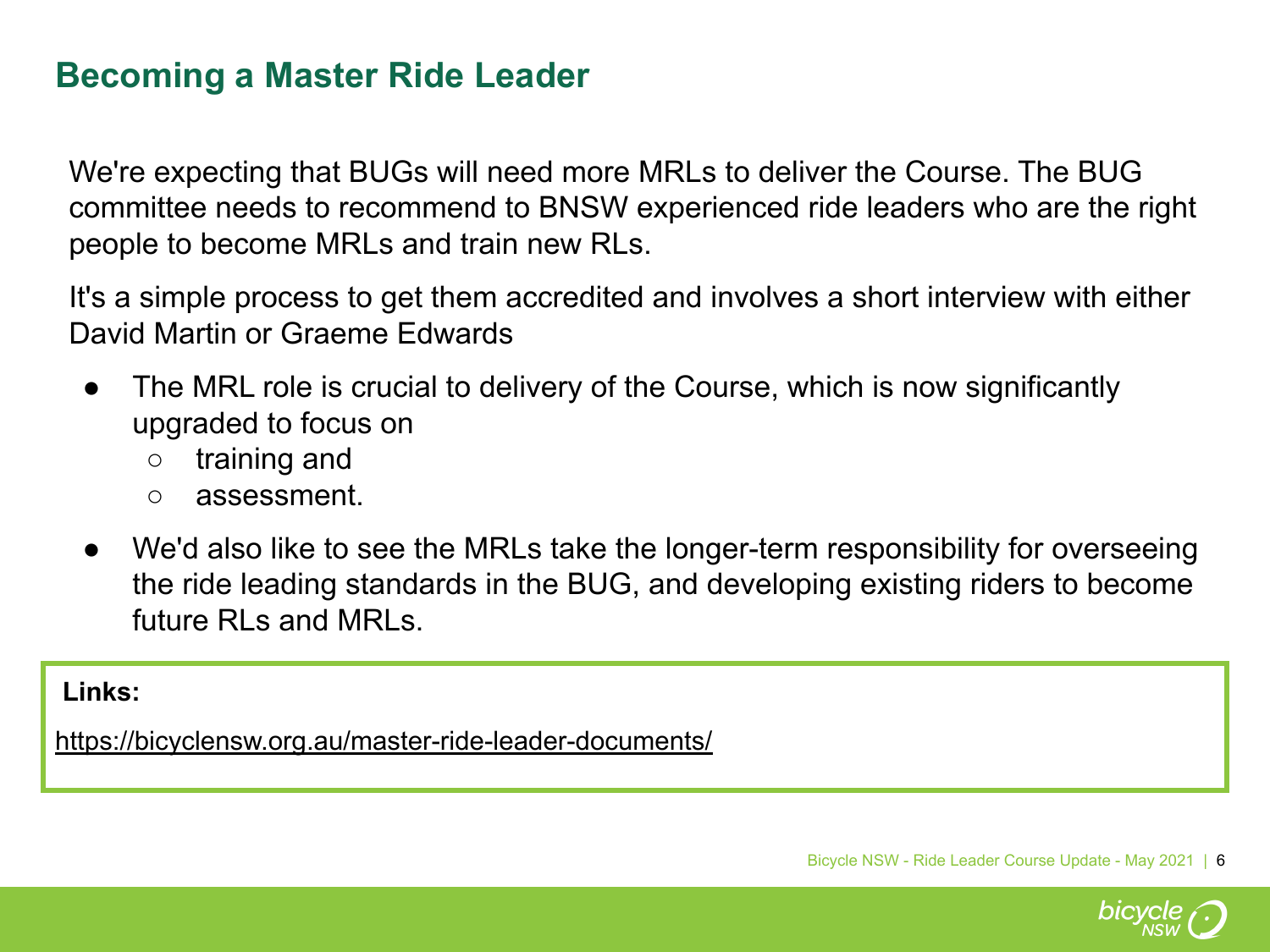## Becoming a Master Ride Leader

We're expecting that BUGs will need more MRLs to deliver the Course. The BUG committee needs to recommend to BNSW experienced ride leaders who are the right people to become MRLs and train new RLs.

It's a simple process to get them accredited and involves a short interview with either David Martin or Graeme Edwards

- The MRL role is crucial to delivery of the Course, which is now significantly upgraded to focus on
  - training and
  - assessment.
- We'd also like to see the MRLs take the longer-term responsibility for overseeing the ride leading standards in the BUG, and developing existing riders to become future RLs and MRLs.

**Links:**

https://bicyclensw.org.au/master-ride-leader-documents/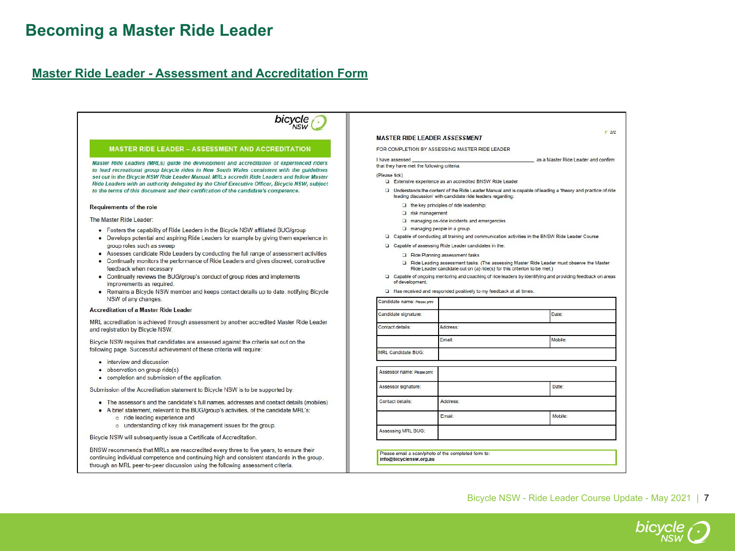# Becoming a Master Ride Leader

## Master Ride Leader - Assessment and Accreditation Form

### MASTER RIDE LEADER – ASSESSMENT AND ACCREDITATION

*Master Ride Leaders (MRLs) guide the development and accreditation of experienced riders to lead recreational group bicycle rides in New South Wales consistent with the guidelines set out in the Bicycle NSW Ride Leader Manual. MRLs accredit Ride Leaders and fellow Master Ride Leaders with an authority delegated by the Chief Executive Officer, Bicycle NSW, subject to the terms of this document and their certification of the candidate's competence.*

**Requirements of the role**

The Master Ride Leader:

- Fosters the capability of Ride Leaders in the Bicycle NSW affiliated BUG/group
- Develops potential and aspiring Ride Leaders for example by giving them experience in group roles such as sweep
- Assesses candidate Ride Leaders by conducting the full range of assessment activities
- Continually monitors the performance of Ride Leaders and gives discreet, constructive feedback when necessary
- Continually reviews the BUG/group's conduct of group rides and implements improvements as required.
- Remains a Bicycle NSW member and keeps contact details up to date, notifying Bicycle NSW of any changes.

**Accreditation of a Master Ride Leader**

MRL accreditation is achieved through assessment by another accredited Master Ride Leader and registration by Bicycle NSW.

Bicycle NSW requires that candidates are assessed against the criteria set out on the following page. Successful achievement of these criteria will require:

- interview and discussion
- observation on group ride(s)
- completion and submission of the application.

Submission of the Accreditation statement to Bicycle NSW is to be supported by:

- The assessor's and the candidate's full names, addresses and contact details (mobiles)
- A brief statement, relevant to the BUG/group's activities, of the candidate MRL's:
  - ride leading experience and
  - understanding of key risk management issues for the group.

Bicycle NSW will subsequently issue a Certificate of Accreditation.

BNSW recommends that MRLs are reaccredited every three to five years, to ensure their continuing individual competence and continuing high and consistent standards in the group, through an MRL peer-to-peer discussion using the following assessment criteria.

P 2/2

**MASTER RIDE LEADER *ASSESSMENT***

FOR COMPLETION BY ASSESSING MASTER RIDE LEADER

I have assessed ______________________ as a Master Ride Leader and confirm that they have met the following criteria:

(Please tick)

- ❑ Extensive experience as an accredited BNSW Ride Leader
- ❑ Understands the content of the Ride Leader Manual and is capable of leading a 'theory and practice of ride leading discussion' with candidate ride leaders regarding:
  - ❑ the key principles of ride leadership;
  - ❑ risk management
  - ❑ managing on-ride incidents and emergencies
  - ❑ managing people in a group
- ❑ Capable of conducting all training and communication activities in the BNSW Ride Leader Course
- ❑ Capable of assessing Ride Leader candidates in the:
  - ❑ Ride Planning assessment tasks
  - ❑ Ride Leading assessment tasks. (The assessing Master Ride Leader must observe the Master Ride Leader candidate out on (a) ride(s) for this criterion to be met.)
- ❑ Capable of ongoing mentoring and coaching of ride leaders by identifying and providing feedback on areas of development.
- ❑ Has received and responded positively to my feedback at all times.

| Candidate name: Please print | | |
|---|---|---|
| Candidate signature: | | Date: |
| Contact details: | Address: | |
| | Email: | Mobile: |
| MRL Candidate BUG: | | |

| Assessor name: Please print | | |
|---|---|---|
| Assessor signature: | | Date: |
| Contact details: | Address: | |
| | Email: | Mobile: |
| Assessing MRL BUG: | | |

Please email a scan/photo of the completed form to:
**info@bicyclensw.org.au**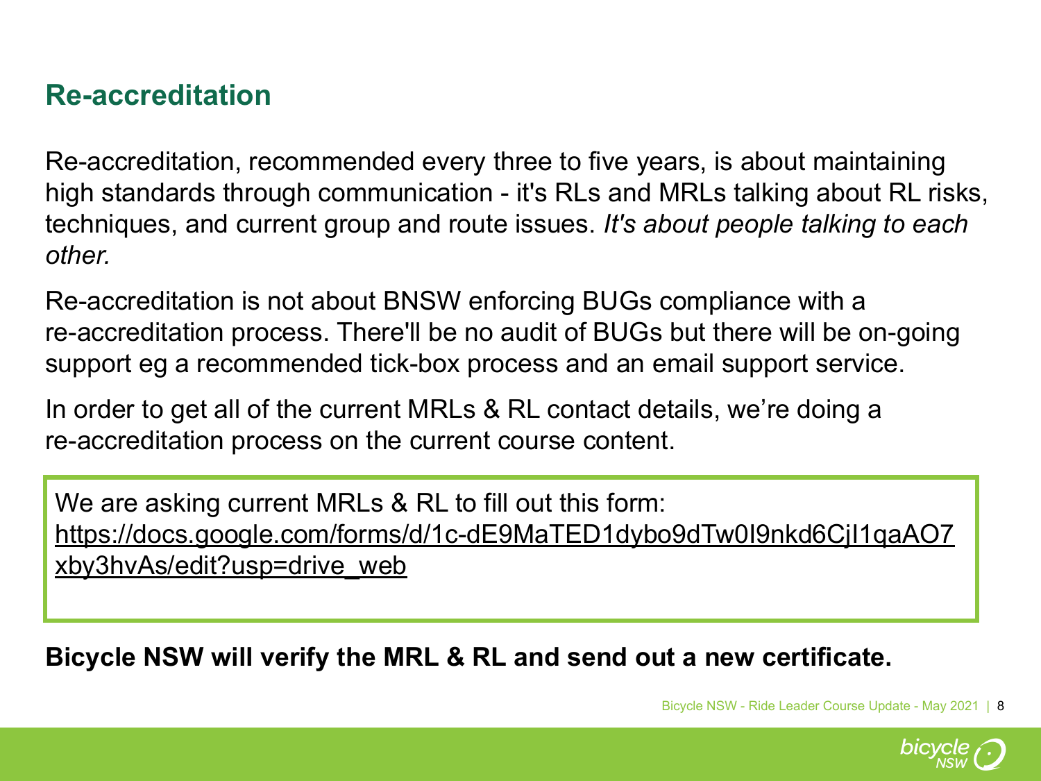## Re-accreditation

Re-accreditation, recommended every three to five years, is about maintaining high standards through communication - it's RLs and MRLs talking about RL risks, techniques, and current group and route issues. *It's about people talking to each other.*

Re-accreditation is not about BNSW enforcing BUGs compliance with a re-accreditation process. There'll be no audit of BUGs but there will be on-going support eg a recommended tick-box process and an email support service.

In order to get all of the current MRLs & RL contact details, we're doing a re-accreditation process on the current course content.

We are asking current MRLs & RL to fill out this form:
https://docs.google.com/forms/d/1c-dE9MaTED1dybo9dTw0I9nkd6CjI1qaAO7xby3hvAs/edit?usp=drive_web

**Bicycle NSW will verify the MRL & RL and send out a new certificate.**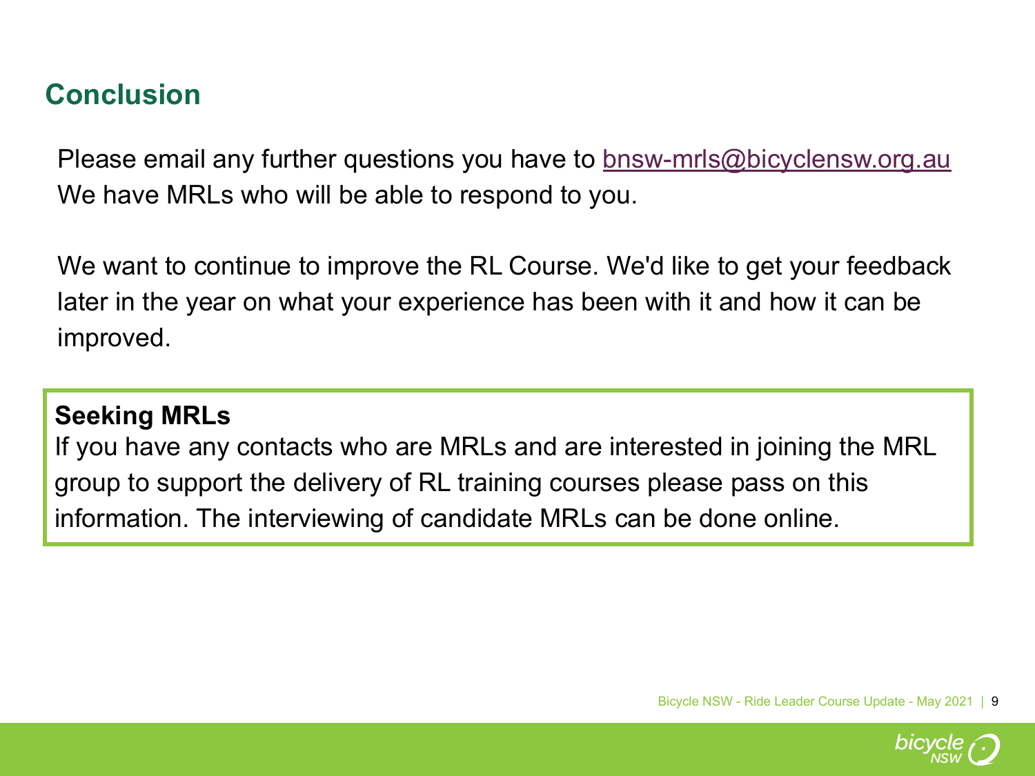## Conclusion

Please email any further questions you have to bnsw-mrls@bicyclensw.org.au
We have MRLs who will be able to respond to you.

We want to continue to improve the RL Course. We'd like to get your feedback later in the year on what your experience has been with it and how it can be improved.

**Seeking MRLs**
If you have any contacts who are MRLs and are interested in joining the MRL group to support the delivery of RL training courses please pass on this information. The interviewing of candidate MRLs can be done online.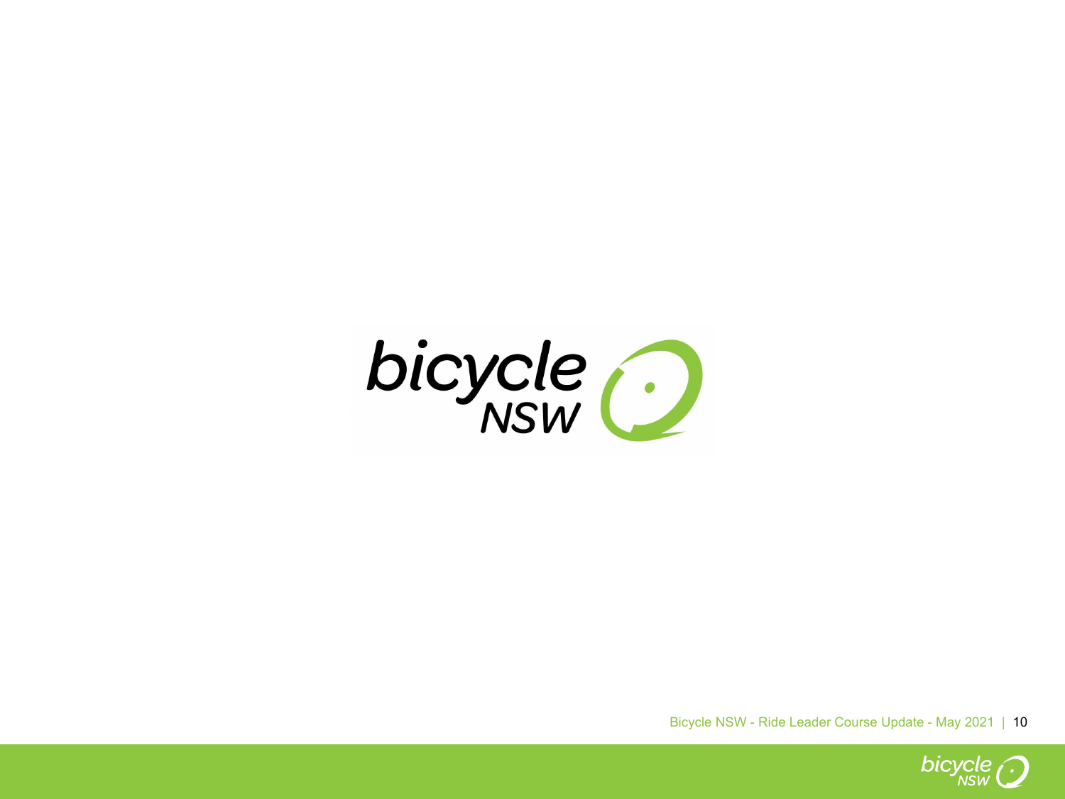bicycle NSW